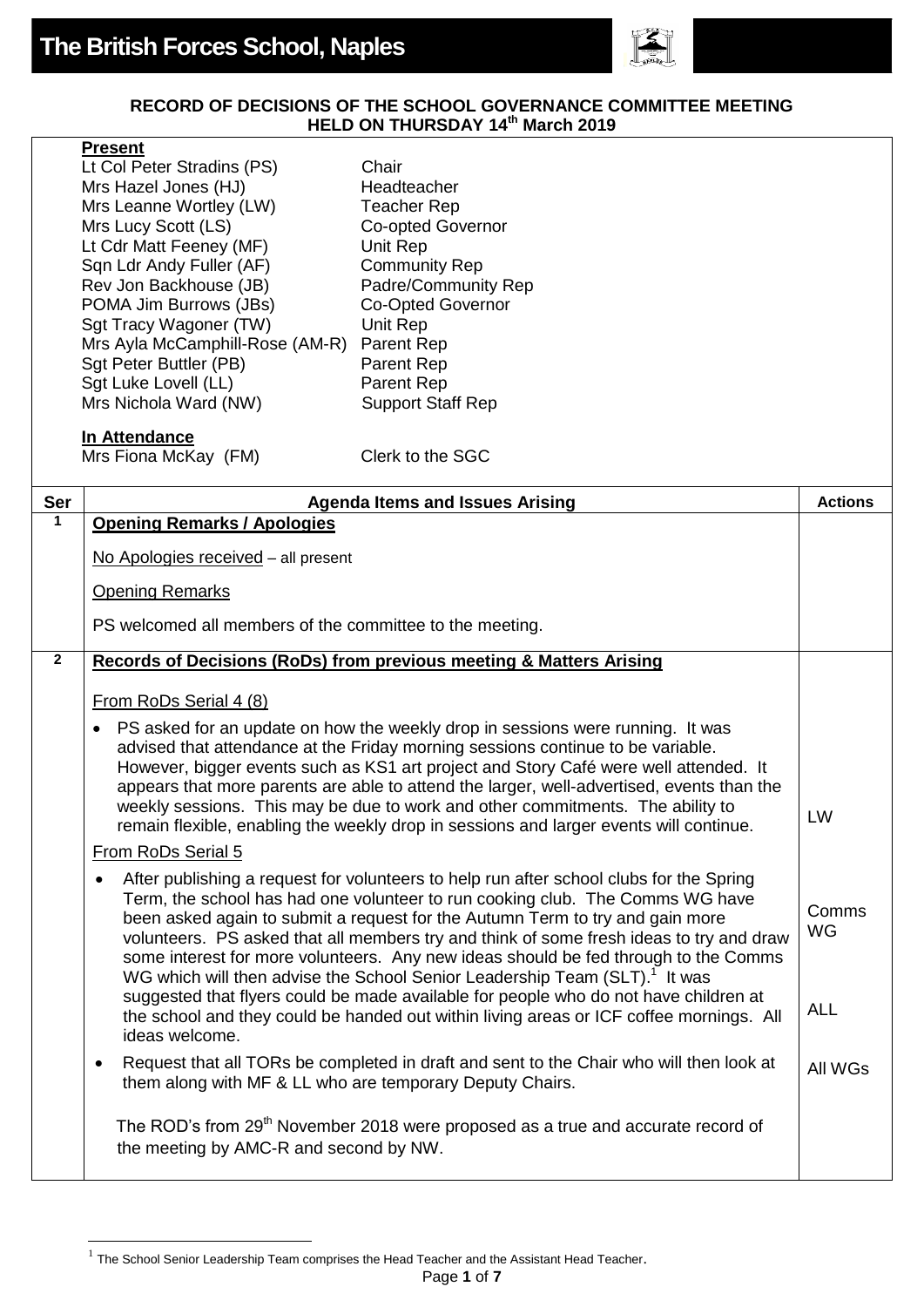# The British Forces School, Naples

**RECORD OF DECISIONS OF THE SCHOOL GOVERNANCE COMMITTEE MEETING HELD ON THURSDAY 14th March 2019**

**Present**

| | |
|---|---|
| Lt Col Peter Stradins (PS) | Chair |
| Mrs Hazel Jones (HJ) | Headteacher |
| Mrs Leanne Wortley (LW) | Teacher Rep |
| Mrs Lucy Scott (LS) | Co-opted Governor |
| Lt Cdr Matt Feeney (MF) | Unit Rep |
| Sqn Ldr Andy Fuller (AF) | Community Rep |
| Rev Jon Backhouse (JB) | Padre/Community Rep |
| POMA Jim Burrows (JBs) | Co-Opted Governor |
| Sgt Tracy Wagoner (TW) | Unit Rep |
| Mrs Ayla McCamphill-Rose (AM-R) | Parent Rep |
| Sgt Peter Buttler (PB) | Parent Rep |
| Sgt Luke Lovell (LL) | Parent Rep |
| Mrs Nichola Ward (NW) | Support Staff Rep |

**In Attendance**

| | |
|---|---|
| Mrs Fiona McKay (FM) | Clerk to the SGC |

| Ser | Agenda Items and Issues Arising | Actions |
|---|---|---|
| 1 | **Opening Remarks / Apologies**<br><br>No Apologies received – all present<br><br>Opening Remarks<br><br>PS welcomed all members of the committee to the meeting. | |
| 2 | **Records of Decisions (RoDs) from previous meeting & Matters Arising**<br><br>From RoDs Serial 4 (8)<br><br>• PS asked for an update on how the weekly drop in sessions were running. It was advised that attendance at the Friday morning sessions continue to be variable. However, bigger events such as KS1 art project and Story Café were well attended. It appears that more parents are able to attend the larger, well-advertised, events than the weekly sessions. This may be due to work and other commitments. The ability to remain flexible, enabling the weekly drop in sessions and larger events will continue. | LW |
| | From RoDs Serial 5<br><br>• After publishing a request for volunteers to help run after school clubs for the Spring Term, the school has had one volunteer to run cooking club. The Comms WG have been asked again to submit a request for the Autumn Term to try and gain more volunteers. PS asked that all members try and think of some fresh ideas to try and draw some interest for more volunteers. Any new ideas should be fed through to the Comms WG which will then advise the School Senior Leadership Team (SLT).[1] It was suggested that flyers could be made available for people who do not have children at the school and they could be handed out within living areas or ICF coffee mornings. All ideas welcome. | Comms WG<br><br>ALL |
| | • Request that all TORs be completed in draft and sent to the Chair who will then look at them along with MF & LL who are temporary Deputy Chairs.<br><br>The ROD's from 29th November 2018 were proposed as a true and accurate record of the meeting by AMC-R and second by NW. | All WGs |

[1] The School Senior Leadership Team comprises the Head Teacher and the Assistant Head Teacher.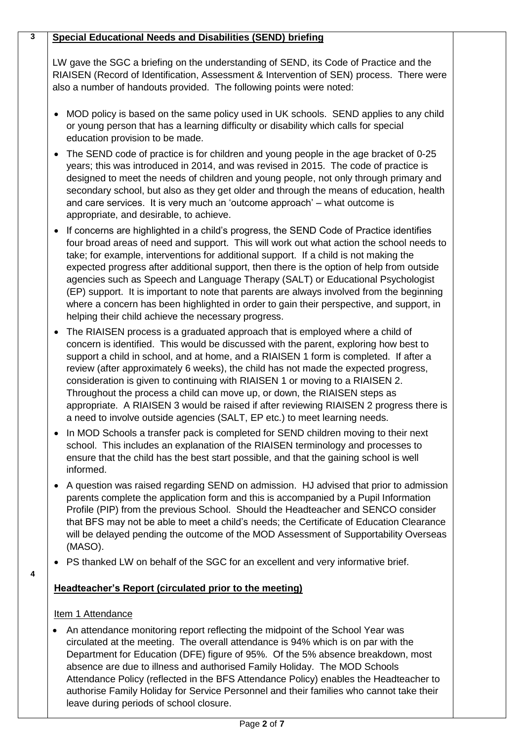## 3 Special Educational Needs and Disabilities (SEND) briefing

LW gave the SGC a briefing on the understanding of SEND, its Code of Practice and the RIAISEN (Record of Identification, Assessment & Intervention of SEN) process. There were also a number of handouts provided. The following points were noted:

- MOD policy is based on the same policy used in UK schools. SEND applies to any child or young person that has a learning difficulty or disability which calls for special education provision to be made.
- The SEND code of practice is for children and young people in the age bracket of 0-25 years; this was introduced in 2014, and was revised in 2015. The code of practice is designed to meet the needs of children and young people, not only through primary and secondary school, but also as they get older and through the means of education, health and care services. It is very much an 'outcome approach' – what outcome is appropriate, and desirable, to achieve.
- If concerns are highlighted in a child's progress, the SEND Code of Practice identifies four broad areas of need and support. This will work out what action the school needs to take; for example, interventions for additional support. If a child is not making the expected progress after additional support, then there is the option of help from outside agencies such as Speech and Language Therapy (SALT) or Educational Psychologist (EP) support. It is important to note that parents are always involved from the beginning where a concern has been highlighted in order to gain their perspective, and support, in helping their child achieve the necessary progress.
- The RIAISEN process is a graduated approach that is employed where a child of concern is identified. This would be discussed with the parent, exploring how best to support a child in school, and at home, and a RIAISEN 1 form is completed. If after a review (after approximately 6 weeks), the child has not made the expected progress, consideration is given to continuing with RIAISEN 1 or moving to a RIAISEN 2. Throughout the process a child can move up, or down, the RIAISEN steps as appropriate. A RIAISEN 3 would be raised if after reviewing RIAISEN 2 progress there is a need to involve outside agencies (SALT, EP etc.) to meet learning needs.
- In MOD Schools a transfer pack is completed for SEND children moving to their next school. This includes an explanation of the RIAISEN terminology and processes to ensure that the child has the best start possible, and that the gaining school is well informed.
- A question was raised regarding SEND on admission. HJ advised that prior to admission parents complete the application form and this is accompanied by a Pupil Information Profile (PIP) from the previous School. Should the Headteacher and SENCO consider that BFS may not be able to meet a child's needs; the Certificate of Education Clearance will be delayed pending the outcome of the MOD Assessment of Supportability Overseas (MASO).
- PS thanked LW on behalf of the SGC for an excellent and very informative brief.

## 4 Headteacher's Report (circulated prior to the meeting)

Item 1 Attendance

- An attendance monitoring report reflecting the midpoint of the School Year was circulated at the meeting. The overall attendance is 94% which is on par with the Department for Education (DFE) figure of 95%. Of the 5% absence breakdown, most absence are due to illness and authorised Family Holiday. The MOD Schools Attendance Policy (reflected in the BFS Attendance Policy) enables the Headteacher to authorise Family Holiday for Service Personnel and their families who cannot take their leave during periods of school closure.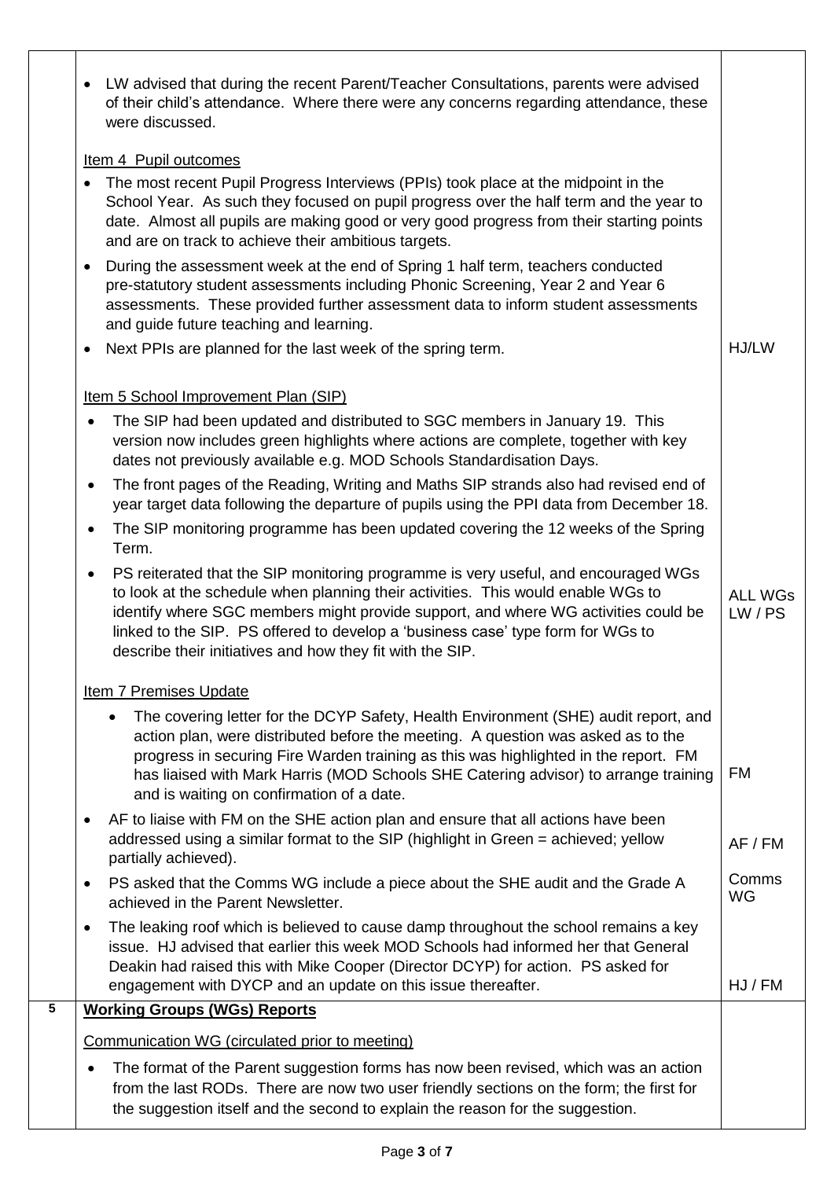| | | |
|---|---|---|
| | • LW advised that during the recent Parent/Teacher Consultations, parents were advised of their child's attendance. Where there were any concerns regarding attendance, these were discussed.<br><br>Item 4 Pupil outcomes<br>• The most recent Pupil Progress Interviews (PPIs) took place at the midpoint in the School Year. As such they focused on pupil progress over the half term and the year to date. Almost all pupils are making good or very good progress from their starting points and are on track to achieve their ambitious targets.<br>• During the assessment week at the end of Spring 1 half term, teachers conducted pre-statutory student assessments including Phonic Screening, Year 2 and Year 6 assessments. These provided further assessment data to inform student assessments and guide future teaching and learning.<br>• Next PPIs are planned for the last week of the spring term. | HJ/LW |
| | Item 5 School Improvement Plan (SIP)<br>• The SIP had been updated and distributed to SGC members in January 19. This version now includes green highlights where actions are complete, together with key dates not previously available e.g. MOD Schools Standardisation Days.<br>• The front pages of the Reading, Writing and Maths SIP strands also had revised end of year target data following the departure of pupils using the PPI data from December 18.<br>• The SIP monitoring programme has been updated covering the 12 weeks of the Spring Term.<br>• PS reiterated that the SIP monitoring programme is very useful, and encouraged WGs to look at the schedule when planning their activities. This would enable WGs to identify where SGC members might provide support, and where WG activities could be linked to the SIP. PS offered to develop a 'business case' type form for WGs to describe their initiatives and how they fit with the SIP. | ALL WGs<br>LW / PS |
| | Item 7 Premises Update<br>• The covering letter for the DCYP Safety, Health Environment (SHE) audit report, and action plan, were distributed before the meeting. A question was asked as to the progress in securing Fire Warden training as this was highlighted in the report. FM has liaised with Mark Harris (MOD Schools SHE Catering advisor) to arrange training and is waiting on confirmation of a date. | FM |
| | • AF to liaise with FM on the SHE action plan and ensure that all actions have been addressed using a similar format to the SIP (highlight in Green = achieved; yellow partially achieved). | AF / FM |
| | • PS asked that the Comms WG include a piece about the SHE audit and the Grade A achieved in the Parent Newsletter. | Comms WG |
| | • The leaking roof which is believed to cause damp throughout the school remains a key issue. HJ advised that earlier this week MOD Schools had informed her that General Deakin had raised this with Mike Cooper (Director DCYP) for action. PS asked for engagement with DYCP and an update on this issue thereafter. | HJ / FM |
| **5** | **Working Groups (WGs) Reports**<br><br>Communication WG (circulated prior to meeting)<br>• The format of the Parent suggestion forms has now been revised, which was an action from the last RODs. There are now two user friendly sections on the form; the first for the suggestion itself and the second to explain the reason for the suggestion. | |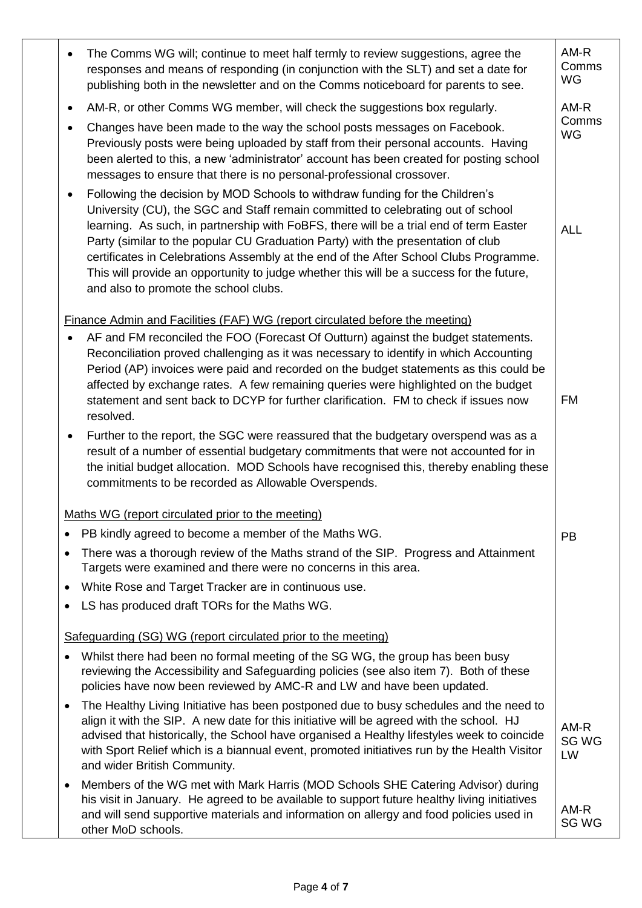| | | |
|---|---|---|
| | • The Comms WG will; continue to meet half termly to review suggestions, agree the responses and means of responding (in conjunction with the SLT) and set a date for publishing both in the newsletter and on the Comms noticeboard for parents to see. | AM-R Comms WG |
| | • AM-R, or other Comms WG member, will check the suggestions box regularly.<br>• Changes have been made to the way the school posts messages on Facebook. Previously posts were being uploaded by staff from their personal accounts. Having been alerted to this, a new 'administrator' account has been created for posting school messages to ensure that there is no personal-professional crossover. | AM-R Comms WG |
| | • Following the decision by MOD Schools to withdraw funding for the Children's University (CU), the SGC and Staff remain committed to celebrating out of school learning. As such, in partnership with FoBFS, there will be a trial end of term Easter Party (similar to the popular CU Graduation Party) with the presentation of club certificates in Celebrations Assembly at the end of the After School Clubs Programme. This will provide an opportunity to judge whether this will be a success for the future, and also to promote the school clubs. | ALL |
| | Finance Admin and Facilities (FAF) WG (report circulated before the meeting)<br>• AF and FM reconciled the FOO (Forecast Of Outturn) against the budget statements. Reconciliation proved challenging as it was necessary to identify in which Accounting Period (AP) invoices were paid and recorded on the budget statements as this could be affected by exchange rates. A few remaining queries were highlighted on the budget statement and sent back to DCYP for further clarification. FM to check if issues now resolved. | FM |
| | • Further to the report, the SGC were reassured that the budgetary overspend was as a result of a number of essential budgetary commitments that were not accounted for in the initial budget allocation. MOD Schools have recognised this, thereby enabling these commitments to be recorded as Allowable Overspends. | |
| | Maths WG (report circulated prior to the meeting)<br>• PB kindly agreed to become a member of the Maths WG. | PB |
| | • There was a thorough review of the Maths strand of the SIP. Progress and Attainment Targets were examined and there were no concerns in this area.<br>• White Rose and Target Tracker are in continuous use.<br>• LS has produced draft TORs for the Maths WG. | |
| | Safeguarding (SG) WG (report circulated prior to the meeting)<br>• Whilst there had been no formal meeting of the SG WG, the group has been busy reviewing the Accessibility and Safeguarding policies (see also item 7). Both of these policies have now been reviewed by AMC-R and LW and have been updated. | |
| | • The Healthy Living Initiative has been postponed due to busy schedules and the need to align it with the SIP. A new date for this initiative will be agreed with the school. HJ advised that historically, the School have organised a Healthy lifestyles week to coincide with Sport Relief which is a biannual event, promoted initiatives run by the Health Visitor and wider British Community. | AM-R SG WG LW |
| | • Members of the WG met with Mark Harris (MOD Schools SHE Catering Advisor) during his visit in January. He agreed to be available to support future healthy living initiatives and will send supportive materials and information on allergy and food policies used in other MoD schools. | AM-R SG WG |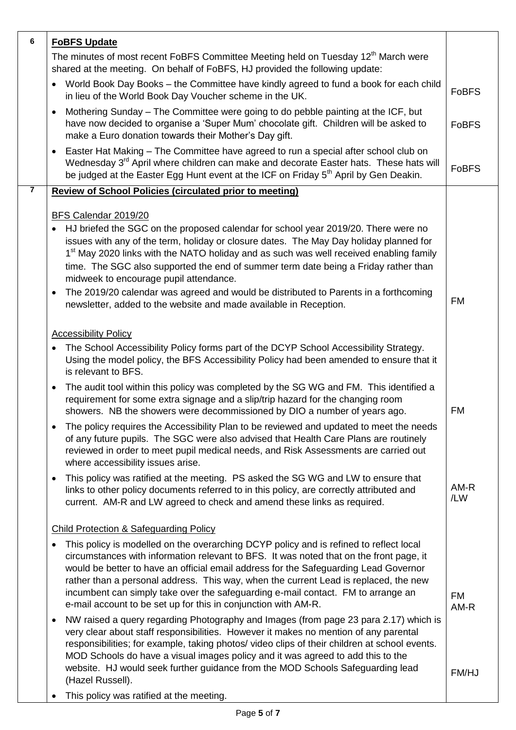| | | |
|---|---|---|
| 6 | **FoBFS Update**<br>The minutes of most recent FoBFS Committee Meeting held on Tuesday 12th March were shared at the meeting. On behalf of FoBFS, HJ provided the following update:<br>• World Book Day Books – the Committee have kindly agreed to fund a book for each child in lieu of the World Book Day Voucher scheme in the UK.<br>• Mothering Sunday – The Committee were going to do pebble painting at the ICF, but have now decided to organise a 'Super Mum' chocolate gift. Children will be asked to make a Euro donation towards their Mother's Day gift.<br>• Easter Hat Making – The Committee have agreed to run a special after school club on Wednesday 3rd April where children can make and decorate Easter hats. These hats will be judged at the Easter Egg Hunt event at the ICF on Friday 5th April by Gen Deakin. | FoBFS<br><br>FoBFS<br><br>FoBFS |
| 7 | **Review of School Policies (circulated prior to meeting)**<br><br>BFS Calendar 2019/20<br>• HJ briefed the SGC on the proposed calendar for school year 2019/20. There were no issues with any of the term, holiday or closure dates. The May Day holiday planned for 1st May 2020 links with the NATO holiday and as such was well received enabling family time. The SGC also supported the end of summer term date being a Friday rather than midweek to encourage pupil attendance.<br>• The 2019/20 calendar was agreed and would be distributed to Parents in a forthcoming newsletter, added to the website and made available in Reception.<br><br>Accessibility Policy<br>• The School Accessibility Policy forms part of the DCYP School Accessibility Strategy. Using the model policy, the BFS Accessibility Policy had been amended to ensure that it is relevant to BFS.<br>• The audit tool within this policy was completed by the SG WG and FM. This identified a requirement for some extra signage and a slip/trip hazard for the changing room showers. NB the showers were decommissioned by DIO a number of years ago.<br>• The policy requires the Accessibility Plan to be reviewed and updated to meet the needs of any future pupils. The SGC were also advised that Health Care Plans are routinely reviewed in order to meet pupil medical needs, and Risk Assessments are carried out where accessibility issues arise.<br>• This policy was ratified at the meeting. PS asked the SG WG and LW to ensure that links to other policy documents referred to in this policy, are correctly attributed and current. AM-R and LW agreed to check and amend these links as required.<br><br>Child Protection & Safeguarding Policy<br>• This policy is modelled on the overarching DCYP policy and is refined to reflect local circumstances with information relevant to BFS. It was noted that on the front page, it would be better to have an official email address for the Safeguarding Lead Governor rather than a personal address. This way, when the current Lead is replaced, the new incumbent can simply take over the safeguarding e-mail contact. FM to arrange an e-mail account to be set up for this in conjunction with AM-R.<br>• NW raised a query regarding Photography and Images (from page 23 para 2.17) which is very clear about staff responsibilities. However it makes no mention of any parental responsibilities; for example, taking photos/ video clips of their children at school events. MOD Schools do have a visual images policy and it was agreed to add this to the website. HJ would seek further guidance from the MOD Schools Safeguarding lead (Hazel Russell).<br>• This policy was ratified at the meeting. | <br><br><br><br><br><br><br>FM<br><br><br><br>FM<br><br><br>AM-R /LW<br><br><br><br>FM<br>AM-R<br><br><br>FM/HJ |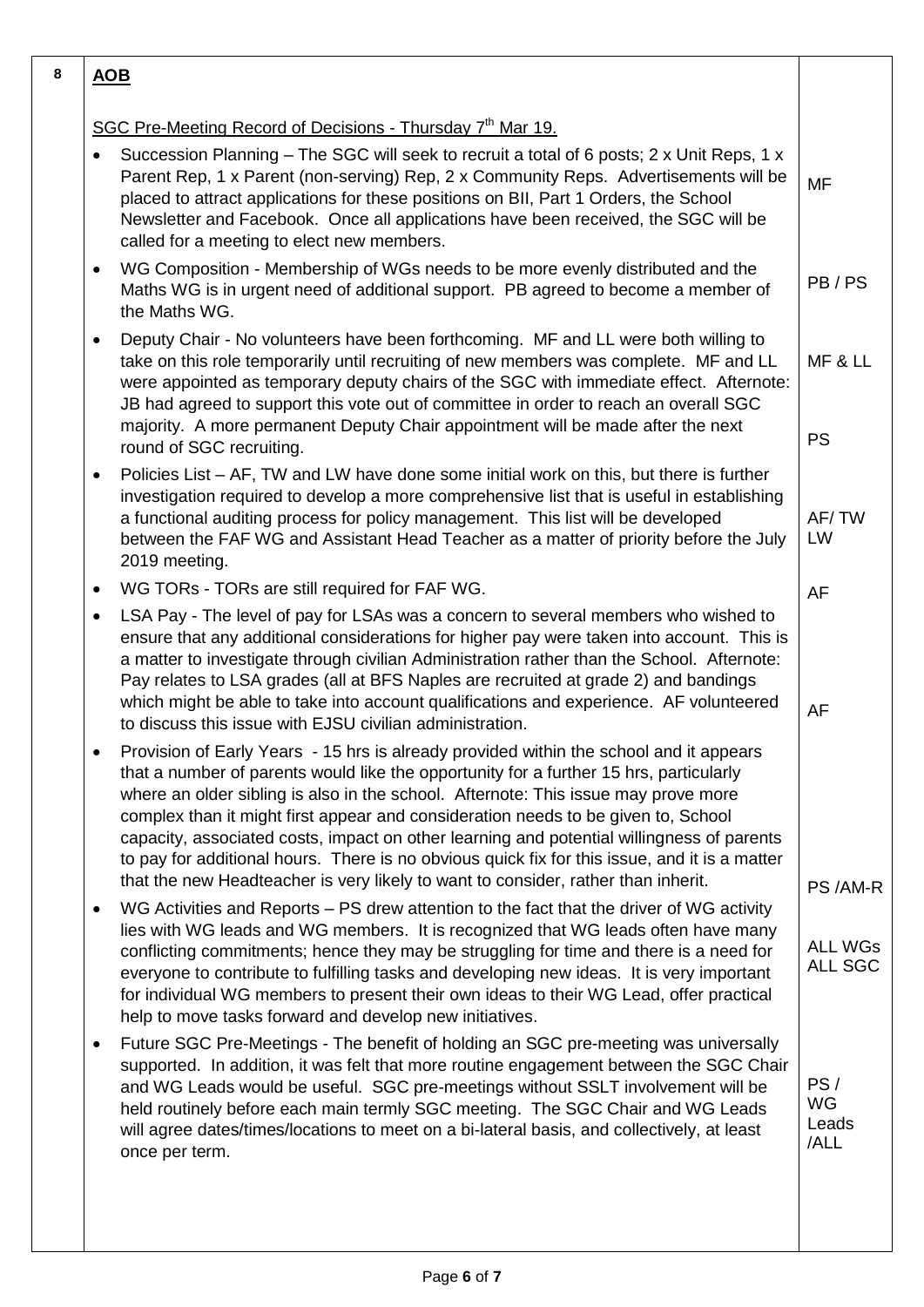| 8 | **AOB** | |
|---|---|---|
| | SGC Pre-Meeting Record of Decisions - Thursday 7th Mar 19. | |
| | • Succession Planning – The SGC will seek to recruit a total of 6 posts; 2 x Unit Reps, 1 x Parent Rep, 1 x Parent (non-serving) Rep, 2 x Community Reps. Advertisements will be placed to attract applications for these positions on BII, Part 1 Orders, the School Newsletter and Facebook. Once all applications have been received, the SGC will be called for a meeting to elect new members. | MF |
| | • WG Composition - Membership of WGs needs to be more evenly distributed and the Maths WG is in urgent need of additional support. PB agreed to become a member of the Maths WG. | PB / PS |
| | • Deputy Chair - No volunteers have been forthcoming. MF and LL were both willing to take on this role temporarily until recruiting of new members was complete. MF and LL were appointed as temporary deputy chairs of the SGC with immediate effect. Afternote: JB had agreed to support this vote out of committee in order to reach an overall SGC majority. A more permanent Deputy Chair appointment will be made after the next round of SGC recruiting. | MF & LL<br><br>PS |
| | • Policies List – AF, TW and LW have done some initial work on this, but there is further investigation required to develop a more comprehensive list that is useful in establishing a functional auditing process for policy management. This list will be developed between the FAF WG and Assistant Head Teacher as a matter of priority before the July 2019 meeting. | AF/ TW LW |
| | • WG TORs - TORs are still required for FAF WG. | AF |
| | • LSA Pay - The level of pay for LSAs was a concern to several members who wished to ensure that any additional considerations for higher pay were taken into account. This is a matter to investigate through civilian Administration rather than the School. Afternote: Pay relates to LSA grades (all at BFS Naples are recruited at grade 2) and bandings which might be able to take into account qualifications and experience. AF volunteered to discuss this issue with EJSU civilian administration. | AF |
| | • Provision of Early Years - 15 hrs is already provided within the school and it appears that a number of parents would like the opportunity for a further 15 hrs, particularly where an older sibling is also in the school. Afternote: This issue may prove more complex than it might first appear and consideration needs to be given to, School capacity, associated costs, impact on other learning and potential willingness of parents to pay for additional hours. There is no obvious quick fix for this issue, and it is a matter that the new Headteacher is very likely to want to consider, rather than inherit. | PS /AM-R |
| | • WG Activities and Reports – PS drew attention to the fact that the driver of WG activity lies with WG leads and WG members. It is recognized that WG leads often have many conflicting commitments; hence they may be struggling for time and there is a need for everyone to contribute to fulfilling tasks and developing new ideas. It is very important for individual WG members to present their own ideas to their WG Lead, offer practical help to move tasks forward and develop new initiatives. | ALL WGs ALL SGC |
| | • Future SGC Pre-Meetings - The benefit of holding an SGC pre-meeting was universally supported. In addition, it was felt that more routine engagement between the SGC Chair and WG Leads would be useful. SGC pre-meetings without SSLT involvement will be held routinely before each main termly SGC meeting. The SGC Chair and WG Leads will agree dates/times/locations to meet on a bi-lateral basis, and collectively, at least once per term. | PS / WG Leads /ALL |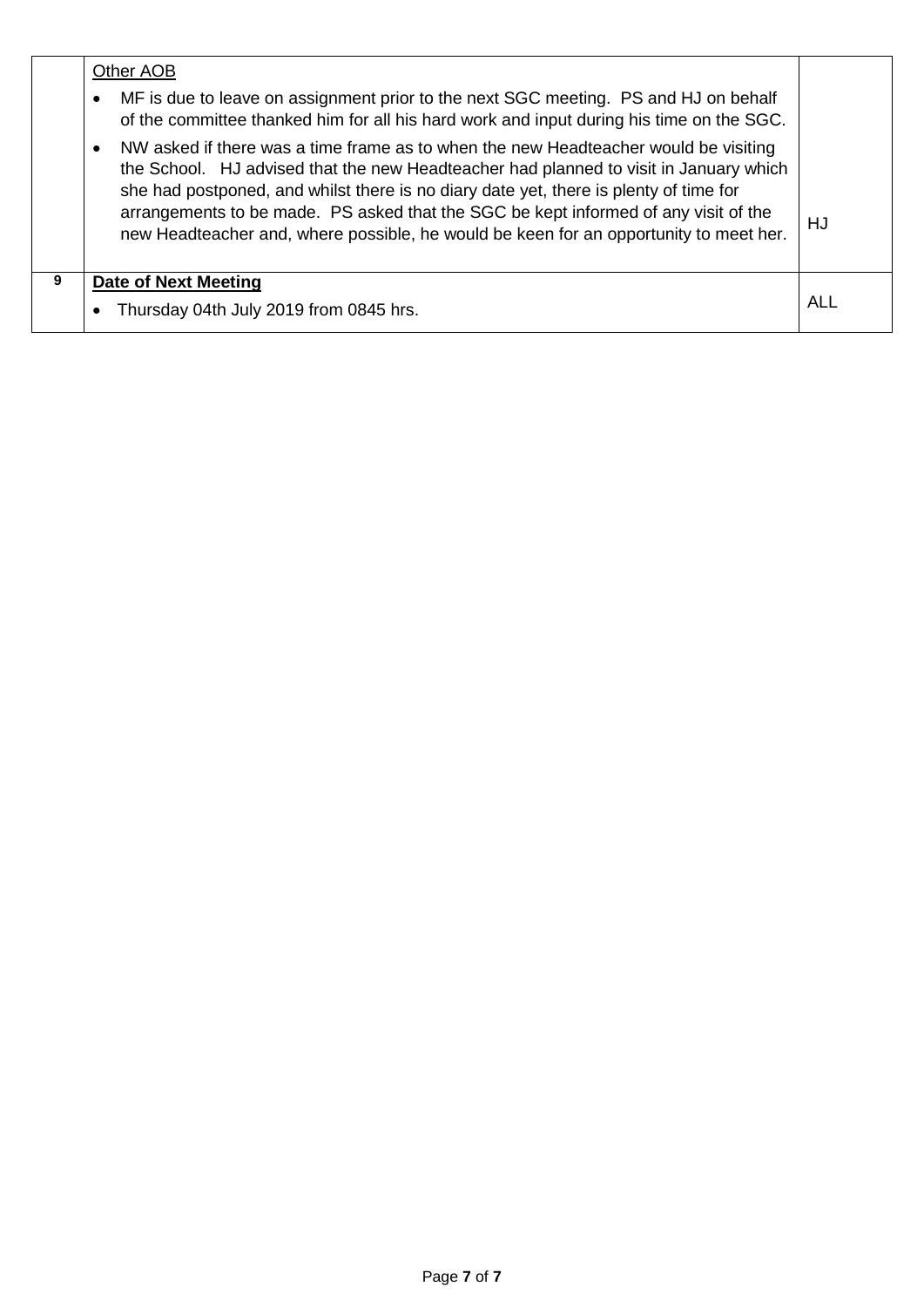| | | |
|---|---|---|
| | Other AOB<br>• MF is due to leave on assignment prior to the next SGC meeting. PS and HJ on behalf of the committee thanked him for all his hard work and input during his time on the SGC.<br>• NW asked if there was a time frame as to when the new Headteacher would be visiting the School. HJ advised that the new Headteacher had planned to visit in January which she had postponed, and whilst there is no diary date yet, there is plenty of time for arrangements to be made. PS asked that the SGC be kept informed of any visit of the new Headteacher and, where possible, he would be keen for an opportunity to meet her. | HJ |
| 9 | **Date of Next Meeting**<br>• Thursday 04th July 2019 from 0845 hrs. | ALL |